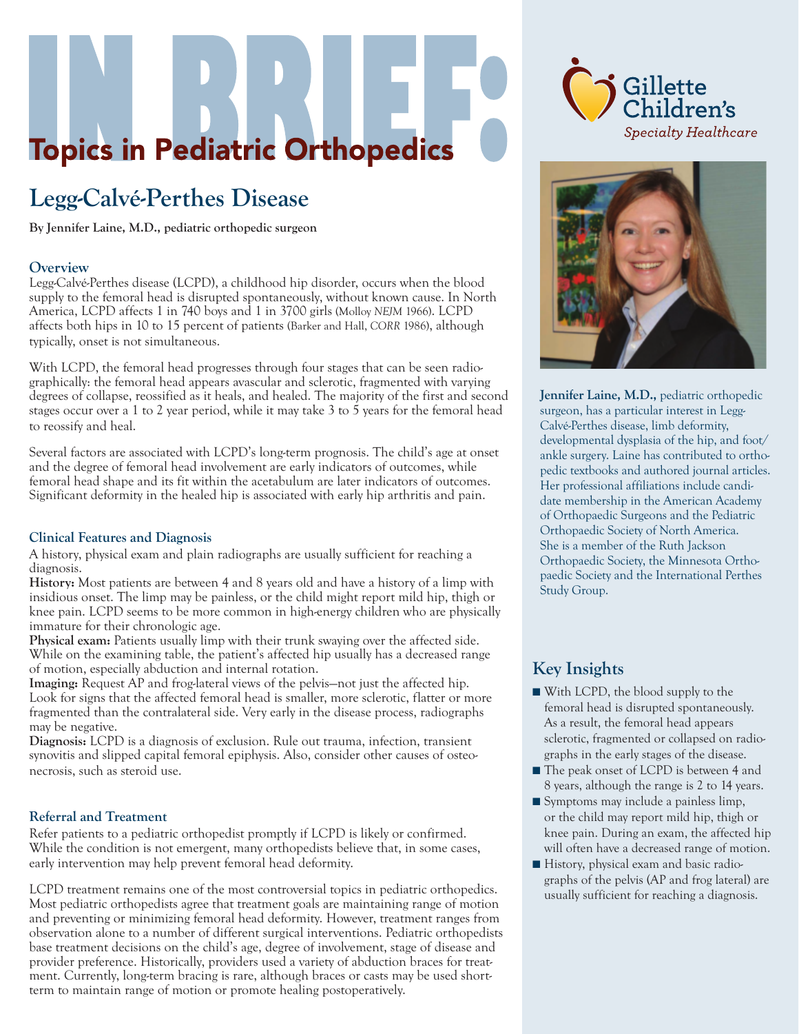# IN BRIEF: Topics in Pediatric Orthopedics

Gillette Children's Specialty Healthcare

## Legg-Calvé-Perthes Disease

**By Jennifer Laine, M.D., pediatric orthopedic surgeon**

### Overview

Legg-Calvé-Perthes disease (LCPD), a childhood hip disorder, occurs when the blood supply to the femoral head is disrupted spontaneously, without known cause. In North America, LCPD affects 1 in 740 boys and 1 in 3700 girls (Molloy *NEJM* 1966). LCPD affects both hips in 10 to 15 percent of patients (Barker and Hall, *CORR* 1986), although typically, onset is not simultaneous.

With LCPD, the femoral head progresses through four stages that can be seen radiographically: the femoral head appears avascular and sclerotic, fragmented with varying degrees of collapse, reossified as it heals, and healed. The majority of the first and second stages occur over a 1 to 2 year period, while it may take 3 to 5 years for the femoral head to reossify and heal.

Several factors are associated with LCPD's long-term prognosis. The child's age at onset and the degree of femoral head involvement are early indicators of outcomes, while femoral head shape and its fit within the acetabulum are later indicators of outcomes. Significant deformity in the healed hip is associated with early hip arthritis and pain.

### Clinical Features and Diagnosis

A history, physical exam and plain radiographs are usually sufficient for reaching a diagnosis.

**History:** Most patients are between 4 and 8 years old and have a history of a limp with insidious onset. The limp may be painless, or the child might report mild hip, thigh or knee pain. LCPD seems to be more common in high-energy children who are physically immature for their chronologic age.

**Physical exam:** Patients usually limp with their trunk swaying over the affected side. While on the examining table, the patient's affected hip usually has a decreased range of motion, especially abduction and internal rotation.

**Imaging:** Request AP and frog-lateral views of the pelvis—not just the affected hip. Look for signs that the affected femoral head is smaller, more sclerotic, flatter or more fragmented than the contralateral side. Very early in the disease process, radiographs may be negative.

**Diagnosis:** LCPD is a diagnosis of exclusion. Rule out trauma, infection, transient synovitis and slipped capital femoral epiphysis. Also, consider other causes of osteonecrosis, such as steroid use.

### Referral and Treatment

Refer patients to a pediatric orthopedist promptly if LCPD is likely or confirmed. While the condition is not emergent, many orthopedists believe that, in some cases, early intervention may help prevent femoral head deformity.

LCPD treatment remains one of the most controversial topics in pediatric orthopedics. Most pediatric orthopedists agree that treatment goals are maintaining range of motion and preventing or minimizing femoral head deformity. However, treatment ranges from observation alone to a number of different surgical interventions. Pediatric orthopedists base treatment decisions on the child's age, degree of involvement, stage of disease and provider preference. Historically, providers used a variety of abduction braces for treatment. Currently, long-term bracing is rare, although braces or casts may be used short-term to maintain range of motion or promote healing postoperatively.

**Jennifer Laine, M.D.,** pediatric orthopedic surgeon, has a particular interest in Legg-Calvé-Perthes disease, limb deformity, developmental dysplasia of the hip, and foot/ankle surgery. Laine has contributed to orthopedic textbooks and authored journal articles. Her professional affiliations include candidate membership in the American Academy of Orthopaedic Surgeons and the Pediatric Orthopaedic Society of North America. She is a member of the Ruth Jackson Orthopaedic Society, the Minnesota Orthopaedic Society and the International Perthes Study Group.

### Key Insights

- With LCPD, the blood supply to the femoral head is disrupted spontaneously. As a result, the femoral head appears sclerotic, fragmented or collapsed on radiographs in the early stages of the disease.
- The peak onset of LCPD is between 4 and 8 years, although the range is 2 to 14 years.
- Symptoms may include a painless limp, or the child may report mild hip, thigh or knee pain. During an exam, the affected hip will often have a decreased range of motion.
- History, physical exam and basic radiographs of the pelvis (AP and frog lateral) are usually sufficient for reaching a diagnosis.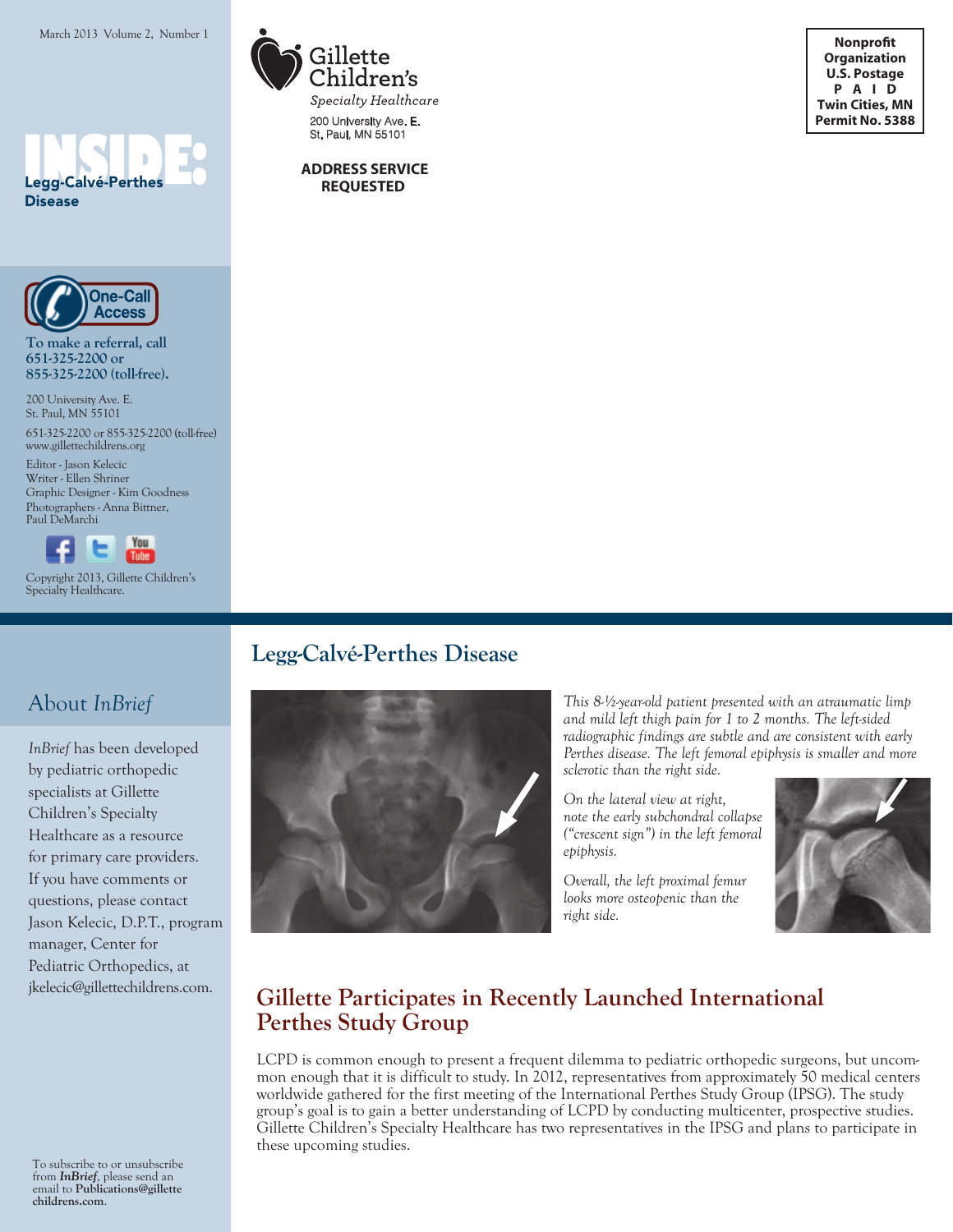March 2013 Volume 2, Number 1

# INSIDE:

**Legg-Calvé-Perthes Disease**

Gillette Children's
*Specialty Healthcare*
200 University Ave. E.
St. Paul, MN 55101

**ADDRESS SERVICE REQUESTED**

**Nonprofit Organization**
**U.S. Postage**
**P A I D**
**Twin Cities, MN**
**Permit No. 5388**

**One-Call Access**

**To make a referral, call 651-325-2200 or 855-325-2200 (toll-free).**

200 University Ave. E.
St. Paul, MN 55101

651-325-2200 or 855-325-2200 (toll-free)
www.gillettechildrens.org

Editor - Jason Kelecic
Writer - Ellen Shriner
Graphic Designer - Kim Goodness
Photographers - Anna Bittner, Paul DeMarchi

Copyright 2013, Gillette Children's Specialty Healthcare.

## About *InBrief*

*InBrief* has been developed by pediatric orthopedic specialists at Gillette Children's Specialty Healthcare as a resource for primary care providers. If you have comments or questions, please contact Jason Kelecic, D.P.T., program manager, Center for Pediatric Orthopedics, at jkelecic@gillettechildrens.com.

To subscribe to or unsubscribe from ***InBrief***, please send an email to **Publications@gillettechildrens.com**.

## Legg-Calvé-Perthes Disease

*This 8-½-year-old patient presented with an atraumatic limp and mild left thigh pain for 1 to 2 months. The left-sided radiographic findings are subtle and are consistent with early Perthes disease. The left femoral epiphysis is smaller and more sclerotic than the right side.*

*On the lateral view at right, note the early subchondral collapse ("crescent sign") in the left femoral epiphysis.*

*Overall, the left proximal femur looks more osteopenic than the right side.*

## Gillette Participates in Recently Launched International Perthes Study Group

LCPD is common enough to present a frequent dilemma to pediatric orthopedic surgeons, but uncommon enough that it is difficult to study. In 2012, representatives from approximately 50 medical centers worldwide gathered for the first meeting of the International Perthes Study Group (IPSG). The study group's goal is to gain a better understanding of LCPD by conducting multicenter, prospective studies. Gillette Children's Specialty Healthcare has two representatives in the IPSG and plans to participate in these upcoming studies.